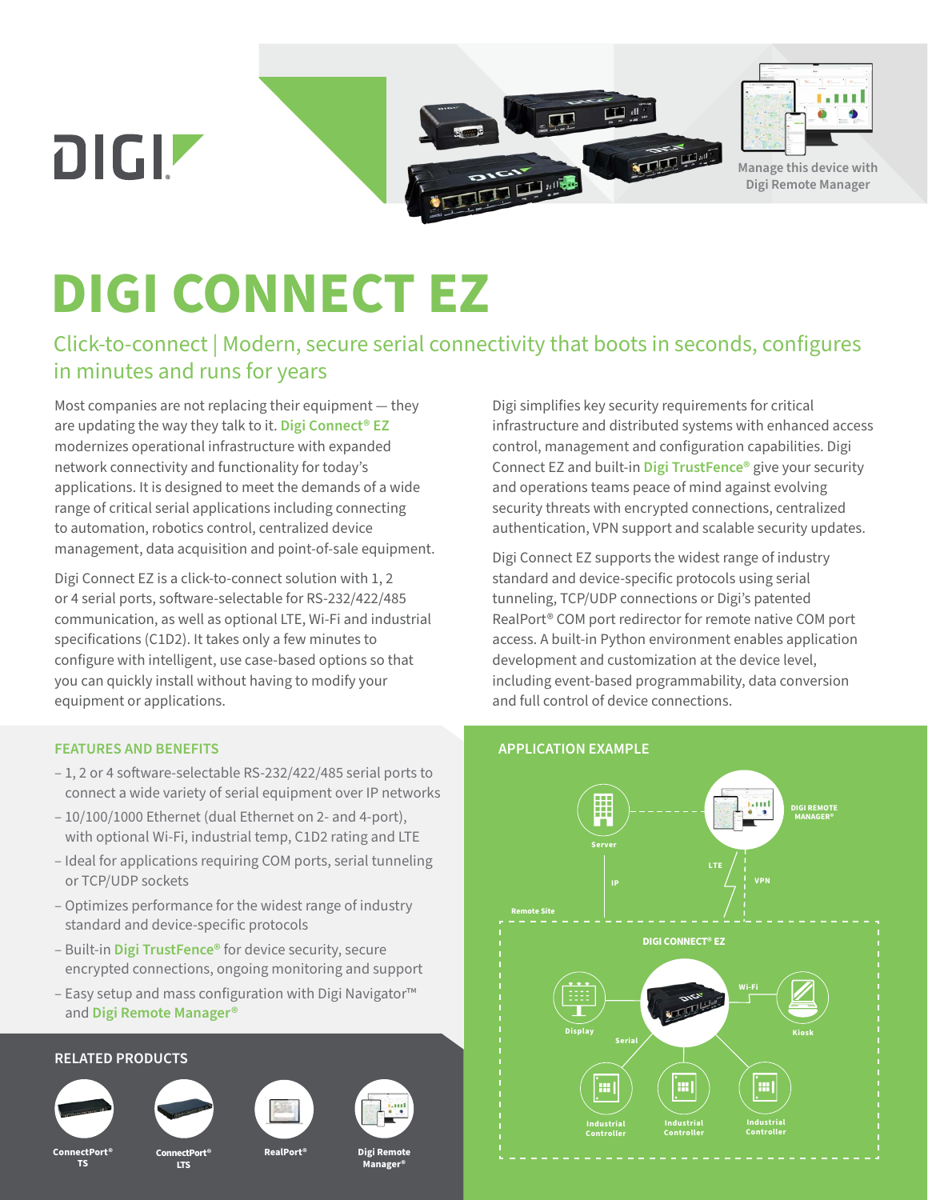DIGI

Manage this device with Digi Remote Manager

# DIGI CONNECT EZ

## Click-to-connect | Modern, secure serial connectivity that boots in seconds, configures in minutes and runs for years

Most companies are not replacing their equipment — they are updating the way they talk to it. Digi Connect® EZ modernizes operational infrastructure with expanded network connectivity and functionality for today's applications. It is designed to meet the demands of a wide range of critical serial applications including connecting to automation, robotics control, centralized device management, data acquisition and point-of-sale equipment.

Digi Connect EZ is a click-to-connect solution with 1, 2 or 4 serial ports, software-selectable for RS-232/422/485 communication, as well as optional LTE, Wi-Fi and industrial specifications (C1D2). It takes only a few minutes to configure with intelligent, use case-based options so that you can quickly install without having to modify your equipment or applications.

Digi simplifies key security requirements for critical infrastructure and distributed systems with enhanced access control, management and configuration capabilities. Digi Connect EZ and built-in Digi TrustFence® give your security and operations teams peace of mind against evolving security threats with encrypted connections, centralized authentication, VPN support and scalable security updates.

Digi Connect EZ supports the widest range of industry standard and device-specific protocols using serial tunneling, TCP/UDP connections or Digi's patented RealPort® COM port redirector for remote native COM port access. A built-in Python environment enables application development and customization at the device level, including event-based programmability, data conversion and full control of device connections.

### FEATURES AND BENEFITS

- 1, 2 or 4 software-selectable RS-232/422/485 serial ports to connect a wide variety of serial equipment over IP networks
- 10/100/1000 Ethernet (dual Ethernet on 2- and 4-port), with optional Wi-Fi, industrial temp, C1D2 rating and LTE
- Ideal for applications requiring COM ports, serial tunneling or TCP/UDP sockets
- Optimizes performance for the widest range of industry standard and device-specific protocols
- Built-in Digi TrustFence® for device security, secure encrypted connections, ongoing monitoring and support
- Easy setup and mass configuration with Digi Navigator™ and Digi Remote Manager®

### RELATED PRODUCTS

ConnectPort® TS | ConnectPort® LTS | RealPort® | Digi Remote Manager®

### APPLICATION EXAMPLE

Server — IP — Digi Remote Manager® — LTE — VPN

Remote Site: DIGI CONNECT® EZ — Serial: Display, Industrial Controller, Industrial Controller, Industrial Controller — Wi-Fi: Kiosk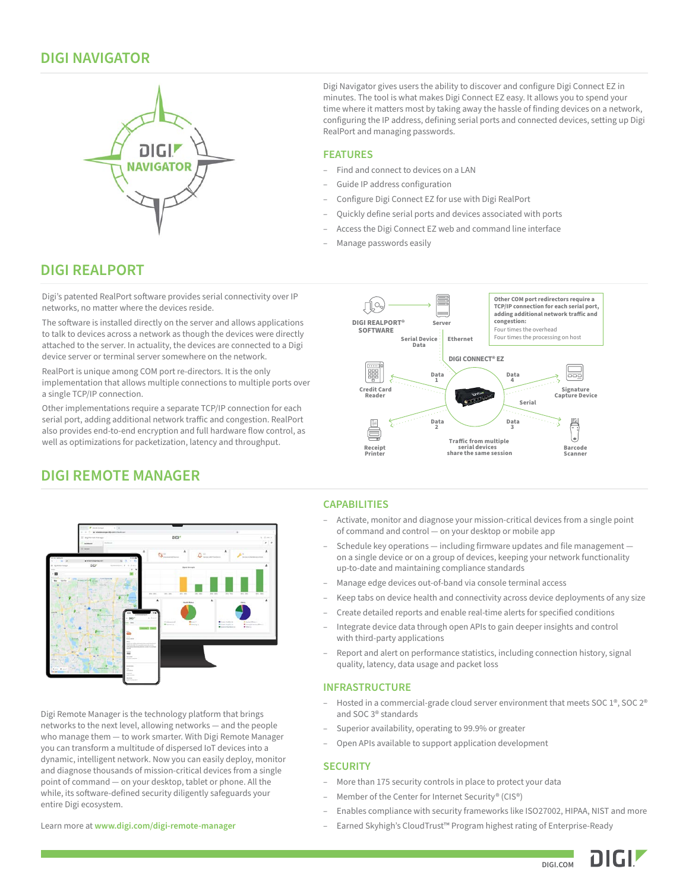## DIGI NAVIGATOR

Digi Navigator gives users the ability to discover and configure Digi Connect EZ in minutes. The tool is what makes Digi Connect EZ easy. It allows you to spend your time where it matters most by taking away the hassle of finding devices on a network, configuring the IP address, defining serial ports and connected devices, setting up Digi RealPort and managing passwords.

### FEATURES

- Find and connect to devices on a LAN
- Guide IP address configuration
- Configure Digi Connect EZ for use with Digi RealPort
- Quickly define serial ports and devices associated with ports
- Access the Digi Connect EZ web and command line interface
- Manage passwords easily

## DIGI REALPORT

Digi's patented RealPort software provides serial connectivity over IP networks, no matter where the devices reside.

The software is installed directly on the server and allows applications to talk to devices across a network as though the devices were directly attached to the server. In actuality, the devices are connected to a Digi device server or terminal server somewhere on the network.

RealPort is unique among COM port re-directors. It is the only implementation that allows multiple connections to multiple ports over a single TCP/IP connection.

Other implementations require a separate TCP/IP connection for each serial port, adding additional network traffic and congestion. RealPort also provides end-to-end encryption and full hardware flow control, as well as optimizations for packetization, latency and throughput.

DIGI REALPORT® SOFTWARE — Server — Serial Device Data — Ethernet — DIGI CONNECT® EZ

**Other COM port redirectors require a TCP/IP connection for each serial port, adding additional network traffic and congestion:**
Four times the overhead
Four times the processing on host

Credit Card Reader — Data 1; Signature Capture Device — Data 4; Receipt Printer — Data 2; Barcode Scanner — Data 3; Serial

Traffic from multiple serial devices share the same session

## DIGI REMOTE MANAGER

Digi Remote Manager is the technology platform that brings networks to the next level, allowing networks — and the people who manage them — to work smarter. With Digi Remote Manager you can transform a multitude of dispersed IoT devices into a dynamic, intelligent network. Now you can easily deploy, monitor and diagnose thousands of mission-critical devices from a single point of command — on your desktop, tablet or phone. All the while, its software-defined security diligently safeguards your entire Digi ecosystem.

Learn more at **www.digi.com/digi-remote-manager**

### CAPABILITIES

- Activate, monitor and diagnose your mission-critical devices from a single point of command and control — on your desktop or mobile app
- Schedule key operations — including firmware updates and file management — on a single device or on a group of devices, keeping your network functionality up-to-date and maintaining compliance standards
- Manage edge devices out-of-band via console terminal access
- Keep tabs on device health and connectivity across device deployments of any size
- Create detailed reports and enable real-time alerts for specified conditions
- Integrate device data through open APIs to gain deeper insights and control with third-party applications
- Report and alert on performance statistics, including connection history, signal quality, latency, data usage and packet loss

### INFRASTRUCTURE

- Hosted in a commercial-grade cloud server environment that meets SOC 1®, SOC 2® and SOC 3® standards
- Superior availability, operating to 99.9% or greater
- Open APIs available to support application development

### SECURITY

- More than 175 security controls in place to protect your data
- Member of the Center for Internet Security® (CIS®)
- Enables compliance with security frameworks like ISO27002, HIPAA, NIST and more
- Earned Skyhigh's CloudTrust™ Program highest rating of Enterprise-Ready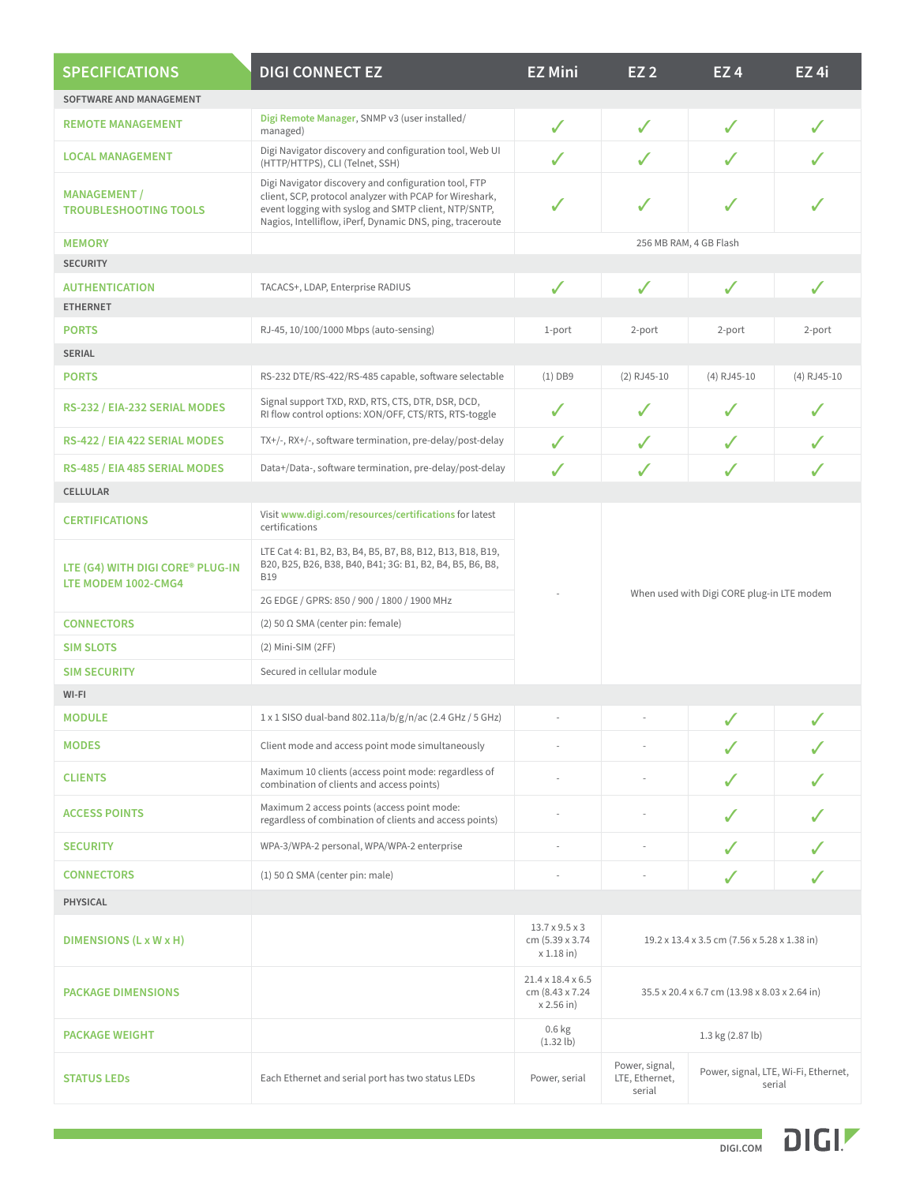| SPECIFICATIONS | DIGI CONNECT EZ | EZ Mini | EZ 2 | EZ 4 | EZ 4i |
|---|---|---|---|---|---|
| **SOFTWARE AND MANAGEMENT** | | | | | |
| REMOTE MANAGEMENT | Digi Remote Manager, SNMP v3 (user installed/ managed) | ✓ | ✓ | ✓ | ✓ |
| LOCAL MANAGEMENT | Digi Navigator discovery and configuration tool, Web UI (HTTP/HTTPS), CLI (Telnet, SSH) | ✓ | ✓ | ✓ | ✓ |
| MANAGEMENT / TROUBLESHOOTING TOOLS | Digi Navigator discovery and configuration tool, FTP client, SCP, protocol analyzer with PCAP for Wireshark, event logging with syslog and SMTP client, NTP/SNTP, Nagios, Intelliflow, iPerf, Dynamic DNS, ping, traceroute | ✓ | ✓ | ✓ | ✓ |
| MEMORY | | 256 MB RAM, 4 GB Flash | | | |
| **SECURITY** | | | | | |
| AUTHENTICATION | TACACS+, LDAP, Enterprise RADIUS | ✓ | ✓ | ✓ | ✓ |
| **ETHERNET** | | | | | |
| PORTS | RJ-45, 10/100/1000 Mbps (auto-sensing) | 1-port | 2-port | 2-port | 2-port |
| **SERIAL** | | | | | |
| PORTS | RS-232 DTE/RS-422/RS-485 capable, software selectable | (1) DB9 | (2) RJ45-10 | (4) RJ45-10 | (4) RJ45-10 |
| RS-232 / EIA-232 SERIAL MODES | Signal support TXD, RXD, RTS, CTS, DTR, DSR, DCD, RI flow control options: XON/OFF, CTS/RTS, RTS-toggle | ✓ | ✓ | ✓ | ✓ |
| RS-422 / EIA 422 SERIAL MODES | TX+/-, RX+/-, software termination, pre-delay/post-delay | ✓ | ✓ | ✓ | ✓ |
| RS-485 / EIA 485 SERIAL MODES | Data+/Data-, software termination, pre-delay/post-delay | ✓ | ✓ | ✓ | ✓ |
| **CELLULAR** | | | | | |
| CERTIFICATIONS | Visit www.digi.com/resources/certifications for latest certifications | - | When used with Digi CORE plug-in LTE modem | | |
| LTE (G4) WITH DIGI CORE® PLUG-IN LTE MODEM 1002-CMG4 | LTE Cat 4: B1, B2, B3, B4, B5, B7, B8, B12, B13, B18, B19, B20, B25, B26, B38, B40, B41; 3G: B1, B2, B4, B5, B6, B8, B19 | | | | |
| | 2G EDGE / GPRS: 850 / 900 / 1800 / 1900 MHz | | | | |
| CONNECTORS | (2) 50 Ω SMA (center pin: female) | | | | |
| SIM SLOTS | (2) Mini-SIM (2FF) | | | | |
| SIM SECURITY | Secured in cellular module | | | | |
| **WI-FI** | | | | | |
| MODULE | 1 x 1 SISO dual-band 802.11a/b/g/n/ac (2.4 GHz / 5 GHz) | - | - | ✓ | ✓ |
| MODES | Client mode and access point mode simultaneously | - | - | ✓ | ✓ |
| CLIENTS | Maximum 10 clients (access point mode: regardless of combination of clients and access points) | - | - | ✓ | ✓ |
| ACCESS POINTS | Maximum 2 access points (access point mode: regardless of combination of clients and access points) | - | - | ✓ | ✓ |
| SECURITY | WPA-3/WPA-2 personal, WPA/WPA-2 enterprise | - | - | ✓ | ✓ |
| CONNECTORS | (1) 50 Ω SMA (center pin: male) | - | - | ✓ | ✓ |
| **PHYSICAL** | | | | | |
| DIMENSIONS (L x W x H) | | 13.7 x 9.5 x 3 cm (5.39 x 3.74 x 1.18 in) | 19.2 x 13.4 x 3.5 cm (7.56 x 5.28 x 1.38 in) | | |
| PACKAGE DIMENSIONS | | 21.4 x 18.4 x 6.5 cm (8.43 x 7.24 x 2.56 in) | 35.5 x 20.4 x 6.7 cm (13.98 x 8.03 x 2.64 in) | | |
| PACKAGE WEIGHT | | 0.6 kg (1.32 lb) | 1.3 kg (2.87 lb) | | |
| STATUS LEDs | Each Ethernet and serial port has two status LEDs | Power, serial | Power, signal, LTE, Ethernet, serial | Power, signal, LTE, Wi-Fi, Ethernet, serial | |

DIGI.COM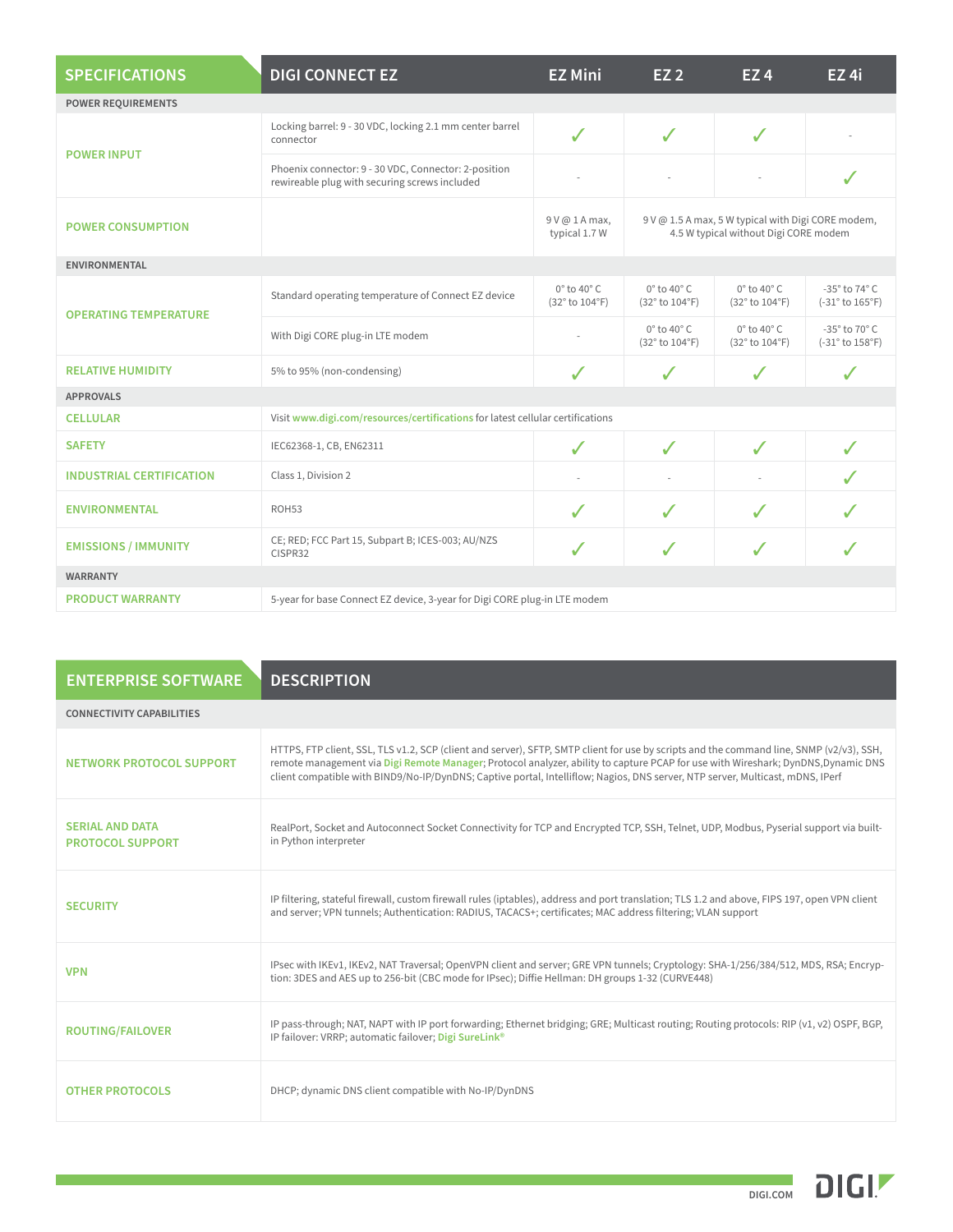| SPECIFICATIONS | DIGI CONNECT EZ | EZ Mini | EZ 2 | EZ 4 | EZ 4i |
|---|---|---|---|---|---|
| **POWER REQUIREMENTS** | | | | | |
| POWER INPUT | Locking barrel: 9 - 30 VDC, locking 2.1 mm center barrel connector | ✓ | ✓ | ✓ | - |
| | Phoenix connector: 9 - 30 VDC, Connector: 2-position rewireable plug with securing screws included | - | - | - | ✓ |
| POWER CONSUMPTION | | 9 V @ 1 A max, typical 1.7 W | 9 V @ 1.5 A max, 5 W typical with Digi CORE modem, 4.5 W typical without Digi CORE modem | | |
| **ENVIRONMENTAL** | | | | | |
| OPERATING TEMPERATURE | Standard operating temperature of Connect EZ device | 0° to 40° C (32° to 104°F) | 0° to 40° C (32° to 104°F) | 0° to 40° C (32° to 104°F) | -35° to 74° C (-31° to 165°F) |
| | With Digi CORE plug-in LTE modem | - | 0° to 40° C (32° to 104°F) | 0° to 40° C (32° to 104°F) | -35° to 70° C (-31° to 158°F) |
| RELATIVE HUMIDITY | 5% to 95% (non-condensing) | ✓ | ✓ | ✓ | ✓ |
| **APPROVALS** | | | | | |
| CELLULAR | Visit www.digi.com/resources/certifications for latest cellular certifications | | | | |
| SAFETY | IEC62368-1, CB, EN62311 | ✓ | ✓ | ✓ | ✓ |
| INDUSTRIAL CERTIFICATION | Class 1, Division 2 | - | - | - | ✓ |
| ENVIRONMENTAL | ROH53 | ✓ | ✓ | ✓ | ✓ |
| EMISSIONS / IMMUNITY | CE; RED; FCC Part 15, Subpart B; ICES-003; AU/NZS CISPR32 | ✓ | ✓ | ✓ | ✓ |
| **WARRANTY** | | | | | |
| PRODUCT WARRANTY | 5-year for base Connect EZ device, 3-year for Digi CORE plug-in LTE modem | | | | |

| ENTERPRISE SOFTWARE | DESCRIPTION |
|---|---|
| **CONNECTIVITY CAPABILITIES** | |
| NETWORK PROTOCOL SUPPORT | HTTPS, FTP client, SSL, TLS v1.2, SCP (client and server), SFTP, SMTP client for use by scripts and the command line, SNMP (v2/v3), SSH, remote management via Digi Remote Manager; Protocol analyzer, ability to capture PCAP for use with Wireshark; DynDNS,Dynamic DNS client compatible with BIND9/No-IP/DynDNS; Captive portal, Intelliflow; Nagios, DNS server, NTP server, Multicast, mDNS, IPerf |
| SERIAL AND DATA PROTOCOL SUPPORT | RealPort, Socket and Autoconnect Socket Connectivity for TCP and Encrypted TCP, SSH, Telnet, UDP, Modbus, Pyserial support via built-in Python interpreter |
| SECURITY | IP filtering, stateful firewall, custom firewall rules (iptables), address and port translation; TLS 1.2 and above, FIPS 197, open VPN client and server; VPN tunnels; Authentication: RADIUS, TACACS+; certificates; MAC address filtering; VLAN support |
| VPN | IPsec with IKEv1, IKEv2, NAT Traversal; OpenVPN client and server; GRE VPN tunnels; Cryptology: SHA-1/256/384/512, MDS, RSA; Encryption: 3DES and AES up to 256-bit (CBC mode for IPsec); Diffie Hellman: DH groups 1-32 (CURVE448) |
| ROUTING/FAILOVER | IP pass-through; NAT, NAPT with IP port forwarding; Ethernet bridging; GRE; Multicast routing; Routing protocols: RIP (v1, v2) OSPF, BGP, IP failover: VRRP; automatic failover; Digi SureLink® |
| OTHER PROTOCOLS | DHCP; dynamic DNS client compatible with No-IP/DynDNS |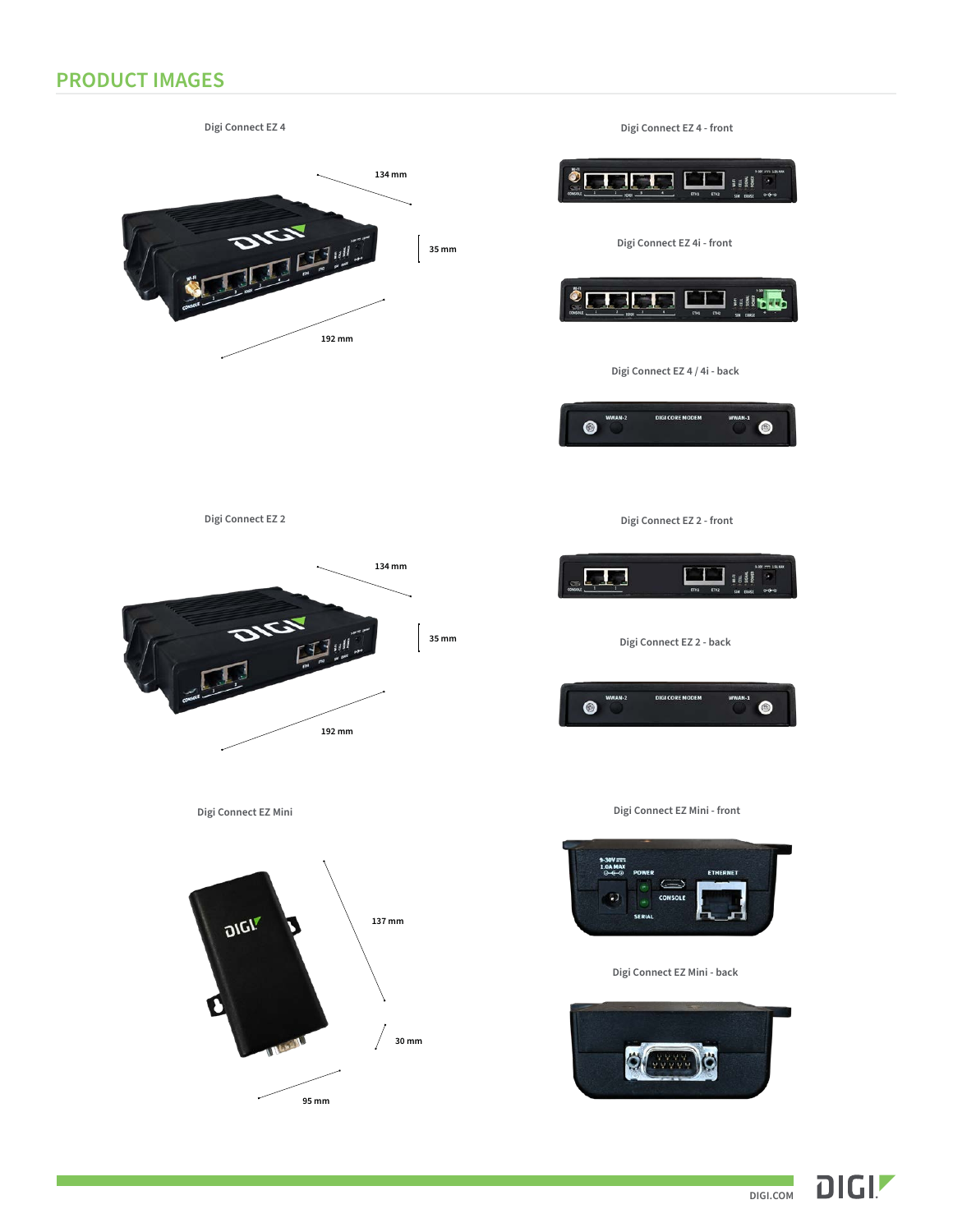## PRODUCT IMAGES

Digi Connect EZ 4

134 mm

35 mm

192 mm

Digi Connect EZ 4 - front

Digi Connect EZ 4i - front

Digi Connect EZ 4 / 4i - back

Digi Connect EZ 2

134 mm

35 mm

192 mm

Digi Connect EZ 2 - front

Digi Connect EZ 2 - back

Digi Connect EZ Mini

137 mm

30 mm

95 mm

Digi Connect EZ Mini - front

Digi Connect EZ Mini - back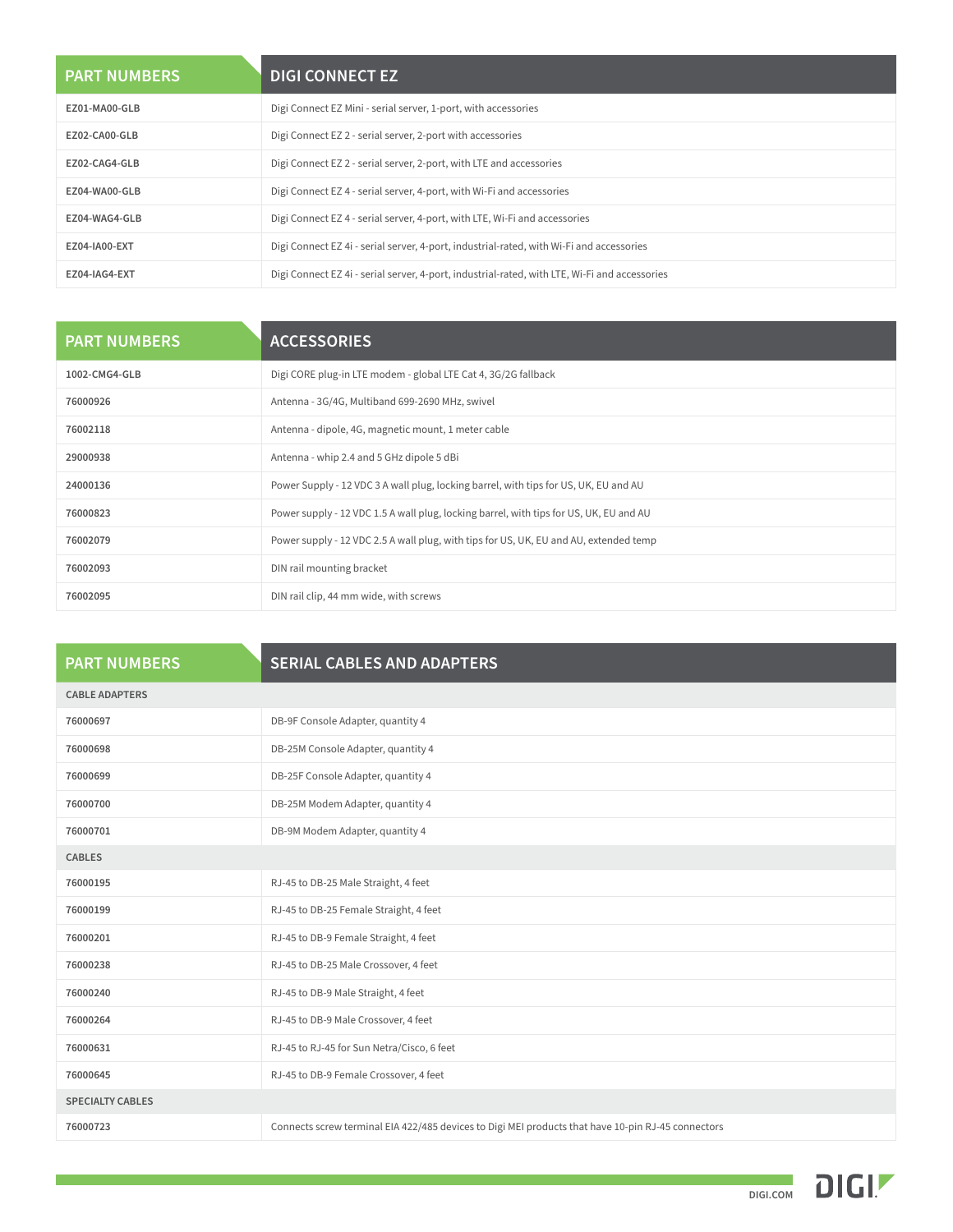| PART NUMBERS | DIGI CONNECT EZ |
|---|---|
| EZ01-MA00-GLB | Digi Connect EZ Mini - serial server, 1-port, with accessories |
| EZ02-CA00-GLB | Digi Connect EZ 2 - serial server, 2-port with accessories |
| EZ02-CAG4-GLB | Digi Connect EZ 2 - serial server, 2-port, with LTE and accessories |
| EZ04-WA00-GLB | Digi Connect EZ 4 - serial server, 4-port, with Wi-Fi and accessories |
| EZ04-WAG4-GLB | Digi Connect EZ 4 - serial server, 4-port, with LTE, Wi-Fi and accessories |
| EZ04-IA00-EXT | Digi Connect EZ 4i - serial server, 4-port, industrial-rated, with Wi-Fi and accessories |
| EZ04-IAG4-EXT | Digi Connect EZ 4i - serial server, 4-port, industrial-rated, with LTE, Wi-Fi and accessories |

| PART NUMBERS | ACCESSORIES |
|---|---|
| 1002-CMG4-GLB | Digi CORE plug-in LTE modem - global LTE Cat 4, 3G/2G fallback |
| 76000926 | Antenna - 3G/4G, Multiband 699-2690 MHz, swivel |
| 76002118 | Antenna - dipole, 4G, magnetic mount, 1 meter cable |
| 29000938 | Antenna - whip 2.4 and 5 GHz dipole 5 dBi |
| 24000136 | Power Supply - 12 VDC 3 A wall plug, locking barrel, with tips for US, UK, EU and AU |
| 76000823 | Power supply - 12 VDC 1.5 A wall plug, locking barrel, with tips for US, UK, EU and AU |
| 76002079 | Power supply - 12 VDC 2.5 A wall plug, with tips for US, UK, EU and AU, extended temp |
| 76002093 | DIN rail mounting bracket |
| 76002095 | DIN rail clip, 44 mm wide, with screws |

| PART NUMBERS | SERIAL CABLES AND ADAPTERS |
|---|---|
| CABLE ADAPTERS | |
| 76000697 | DB-9F Console Adapter, quantity 4 |
| 76000698 | DB-25M Console Adapter, quantity 4 |
| 76000699 | DB-25F Console Adapter, quantity 4 |
| 76000700 | DB-25M Modem Adapter, quantity 4 |
| 76000701 | DB-9M Modem Adapter, quantity 4 |
| CABLES | |
| 76000195 | RJ-45 to DB-25 Male Straight, 4 feet |
| 76000199 | RJ-45 to DB-25 Female Straight, 4 feet |
| 76000201 | RJ-45 to DB-9 Female Straight, 4 feet |
| 76000238 | RJ-45 to DB-25 Male Crossover, 4 feet |
| 76000240 | RJ-45 to DB-9 Male Straight, 4 feet |
| 76000264 | RJ-45 to DB-9 Male Crossover, 4 feet |
| 76000631 | RJ-45 to RJ-45 for Sun Netra/Cisco, 6 feet |
| 76000645 | RJ-45 to DB-9 Female Crossover, 4 feet |
| SPECIALTY CABLES | |
| 76000723 | Connects screw terminal EIA 422/485 devices to Digi MEI products that have 10-pin RJ-45 connectors |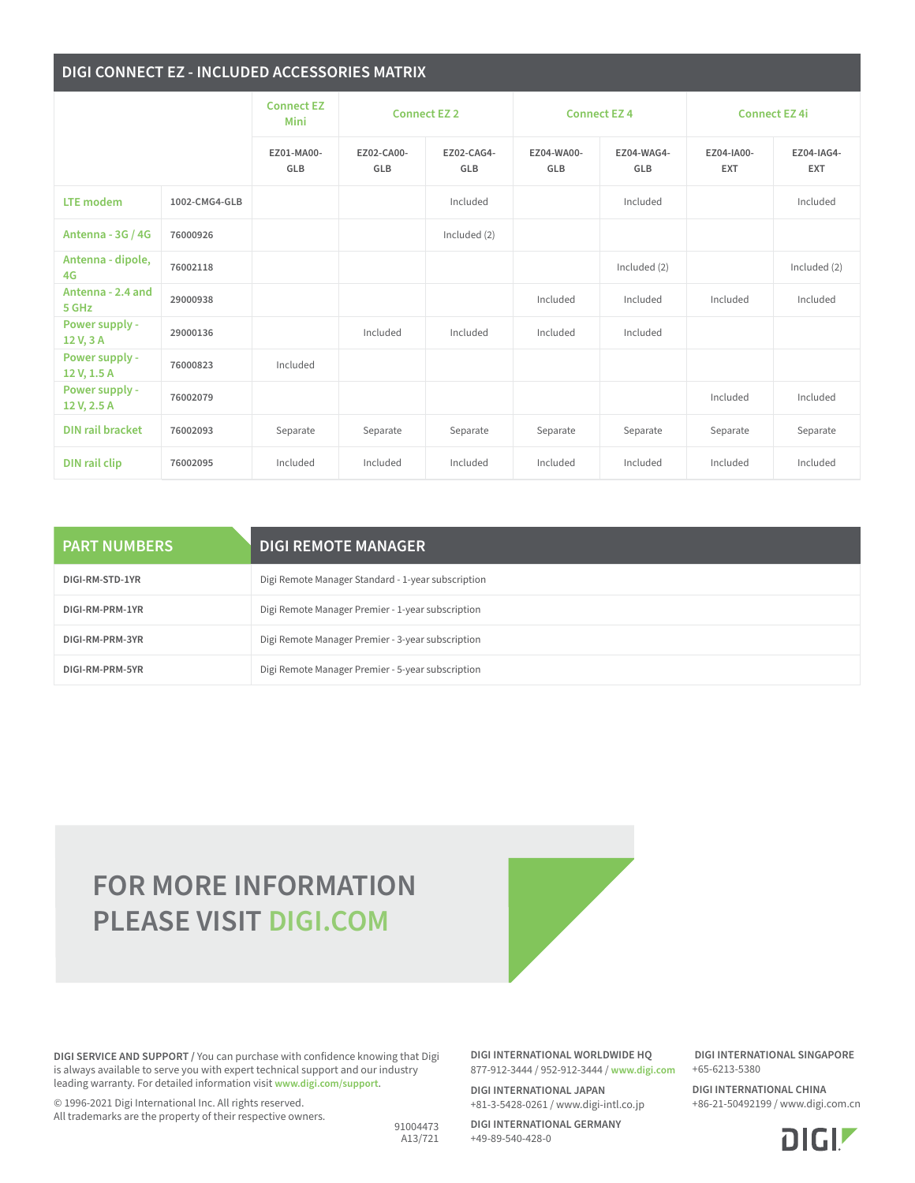## DIGI CONNECT EZ - INCLUDED ACCESSORIES MATRIX

| | | Connect EZ Mini | Connect EZ 2 | | Connect EZ 4 | | Connect EZ 4i | |
|---|---|---|---|---|---|---|---|---|
| | | EZ01-MA00-GLB | EZ02-CA00-GLB | EZ02-CAG4-GLB | EZ04-WA00-GLB | EZ04-WAG4-GLB | EZ04-IA00-EXT | EZ04-IAG4-EXT |
| LTE modem | 1002-CMG4-GLB | | | Included | | Included | | Included |
| Antenna - 3G / 4G | 76000926 | | | Included (2) | | | | |
| Antenna - dipole, 4G | 76002118 | | | | | Included (2) | | Included (2) |
| Antenna - 2.4 and 5 GHz | 29000938 | | | | Included | Included | Included | Included |
| Power supply - 12 V, 3 A | 29000136 | | Included | Included | Included | Included | | |
| Power supply - 12 V, 1.5 A | 76000823 | Included | | | | | | |
| Power supply - 12 V, 2.5 A | 76002079 | | | | | | Included | Included |
| DIN rail bracket | 76002093 | Separate | Separate | Separate | Separate | Separate | Separate | Separate |
| DIN rail clip | 76002095 | Included | Included | Included | Included | Included | Included | Included |

| PART NUMBERS | DIGI REMOTE MANAGER |
|---|---|
| DIGI-RM-STD-1YR | Digi Remote Manager Standard - 1-year subscription |
| DIGI-RM-PRM-1YR | Digi Remote Manager Premier - 1-year subscription |
| DIGI-RM-PRM-3YR | Digi Remote Manager Premier - 3-year subscription |
| DIGI-RM-PRM-5YR | Digi Remote Manager Premier - 5-year subscription |

## FOR MORE INFORMATION PLEASE VISIT DIGI.COM

**DIGI SERVICE AND SUPPORT** / You can purchase with confidence knowing that Digi is always available to serve you with expert technical support and our industry leading warranty. For detailed information visit www.digi.com/support.

© 1996-2021 Digi International Inc. All rights reserved.
All trademarks are the property of their respective owners.

91004473
A13/721

**DIGI INTERNATIONAL WORLDWIDE HQ**
877-912-3444 / 952-912-3444 / www.digi.com

**DIGI INTERNATIONAL JAPAN**
+81-3-5428-0261 / www.digi-intl.co.jp

**DIGI INTERNATIONAL GERMANY**
+49-89-540-428-0

**DIGI INTERNATIONAL SINGAPORE**
+65-6213-5380

**DIGI INTERNATIONAL CHINA**
+86-21-50492199 / www.digi.com.cn

DIGI